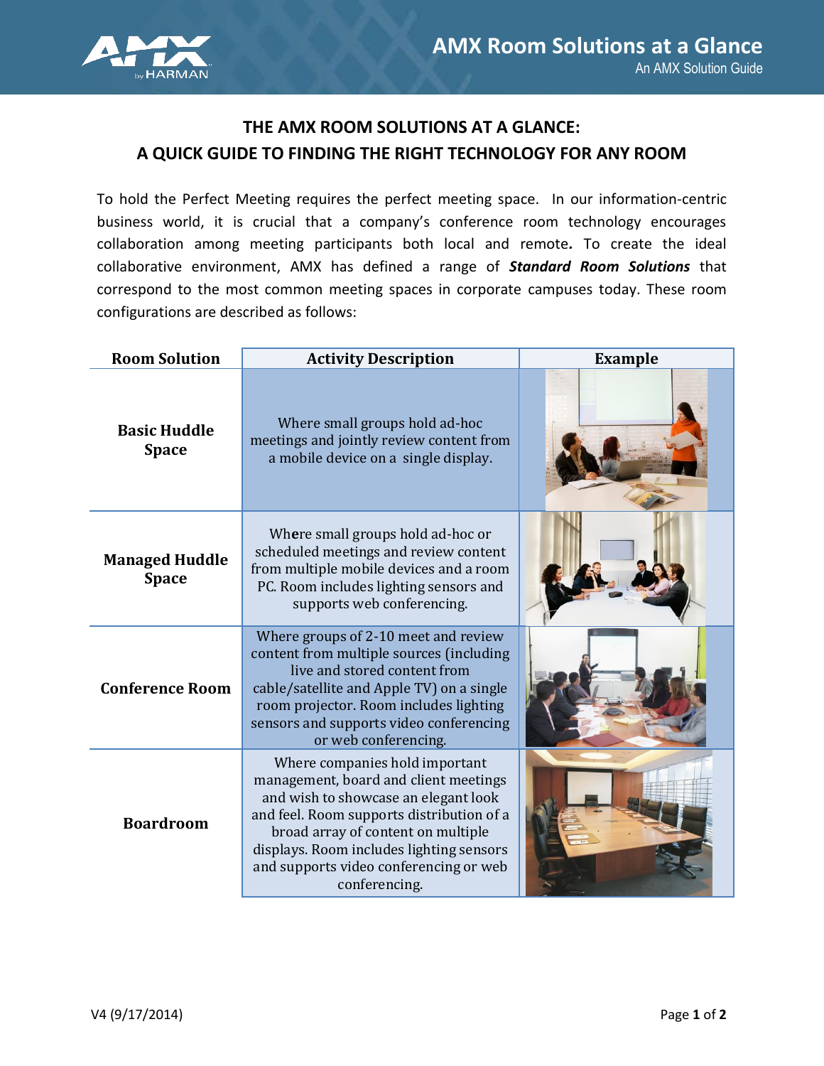# THE AMX ROOM SOLUTIONS AT A GLANCE:
# A QUICK GUIDE TO FINDING THE RIGHT TECHNOLOGY FOR ANY ROOM

To hold the Perfect Meeting requires the perfect meeting space. In our information-centric business world, it is crucial that a company's conference room technology encourages collaboration among meeting participants both local and remote. To create the ideal collaborative environment, AMX has defined a range of ***Standard Room Solutions*** that correspond to the most common meeting spaces in corporate campuses today. These room configurations are described as follows:

| Room Solution | Activity Description | Example |
|---|---|---|
| **Basic Huddle Space** | Where small groups hold ad-hoc meetings and jointly review content from a mobile device on a single display. | |
| **Managed Huddle Space** | Where small groups hold ad-hoc or scheduled meetings and review content from multiple mobile devices and a room PC. Room includes lighting sensors and supports web conferencing. | |
| **Conference Room** | Where groups of 2-10 meet and review content from multiple sources (including live and stored content from cable/satellite and Apple TV) on a single room projector. Room includes lighting sensors and supports video conferencing or web conferencing. | |
| **Boardroom** | Where companies hold important management, board and client meetings and wish to showcase an elegant look and feel. Room supports distribution of a broad array of content on multiple displays. Room includes lighting sensors and supports video conferencing or web conferencing. | |

V4 (9/17/2014)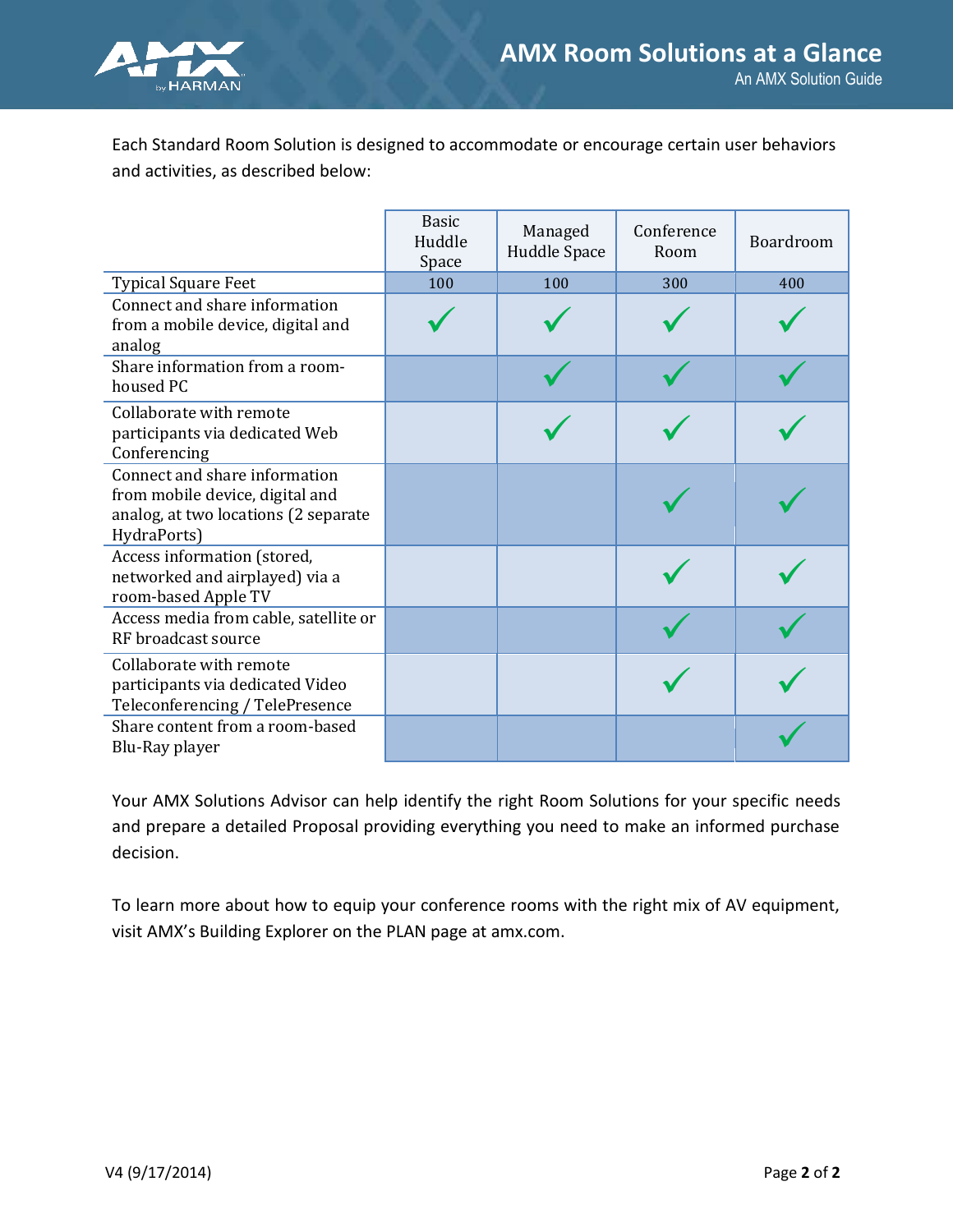Each Standard Room Solution is designed to accommodate or encourage certain user behaviors and activities, as described below:

| | Basic Huddle Space | Managed Huddle Space | Conference Room | Boardroom |
|---|---|---|---|---|
| Typical Square Feet | 100 | 100 | 300 | 400 |
| Connect and share information from a mobile device, digital and analog | ✓ | ✓ | ✓ | ✓ |
| Share information from a room-housed PC | | ✓ | ✓ | ✓ |
| Collaborate with remote participants via dedicated Web Conferencing | | ✓ | ✓ | ✓ |
| Connect and share information from mobile device, digital and analog, at two locations (2 separate HydraPorts) | | | ✓ | ✓ |
| Access information (stored, networked and airplayed) via a room-based Apple TV | | | ✓ | ✓ |
| Access media from cable, satellite or RF broadcast source | | | ✓ | ✓ |
| Collaborate with remote participants via dedicated Video Teleconferencing / TelePresence | | | ✓ | ✓ |
| Share content from a room-based Blu-Ray player | | | | ✓ |

Your AMX Solutions Advisor can help identify the right Room Solutions for your specific needs and prepare a detailed Proposal providing everything you need to make an informed purchase decision.

To learn more about how to equip your conference rooms with the right mix of AV equipment, visit AMX's Building Explorer on the PLAN page at amx.com.

V4 (9/17/2014)